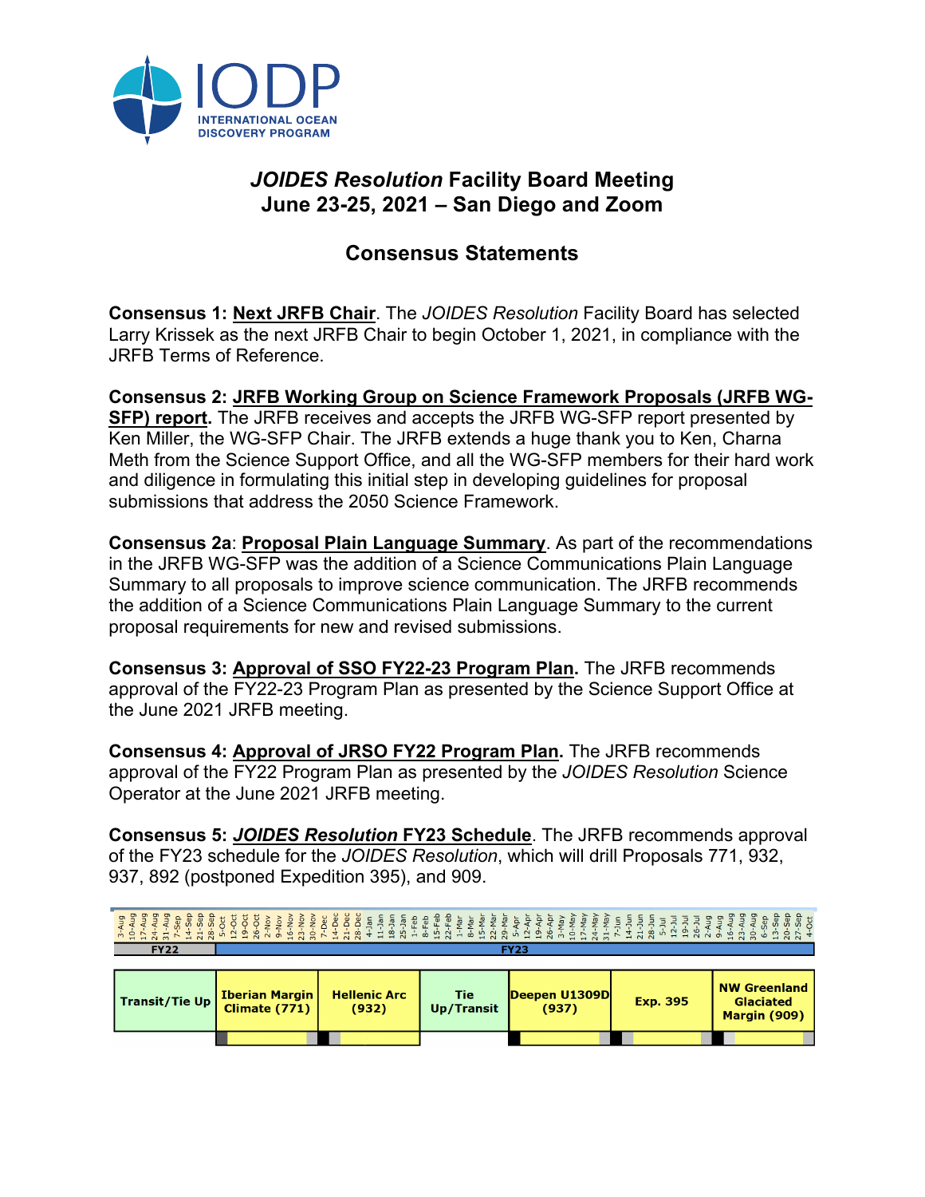IODP
INTERNATIONAL OCEAN DISCOVERY PROGRAM

# *JOIDES Resolution* Facility Board Meeting
# June 23-25, 2021 – San Diego and Zoom

## Consensus Statements

**Consensus 1: Next JRFB Chair**. The *JOIDES Resolution* Facility Board has selected Larry Krissek as the next JRFB Chair to begin October 1, 2021, in compliance with the JRFB Terms of Reference.

**Consensus 2: JRFB Working Group on Science Framework Proposals (JRFB WG-SFP) report.** The JRFB receives and accepts the JRFB WG-SFP report presented by Ken Miller, the WG-SFP Chair. The JRFB extends a huge thank you to Ken, Charna Meth from the Science Support Office, and all the WG-SFP members for their hard work and diligence in formulating this initial step in developing guidelines for proposal submissions that address the 2050 Science Framework.

**Consensus 2a**: **Proposal Plain Language Summary**. As part of the recommendations in the JRFB WG-SFP was the addition of a Science Communications Plain Language Summary to all proposals to improve science communication. The JRFB recommends the addition of a Science Communications Plain Language Summary to the current proposal requirements for new and revised submissions.

**Consensus 3: Approval of SSO FY22-23 Program Plan.** The JRFB recommends approval of the FY22-23 Program Plan as presented by the Science Support Office at the June 2021 JRFB meeting.

**Consensus 4: Approval of JRSO FY22 Program Plan.** The JRFB recommends approval of the FY22 Program Plan as presented by the *JOIDES Resolution* Science Operator at the June 2021 JRFB meeting.

**Consensus 5: *JOIDES Resolution* FY23 Schedule**. The JRFB recommends approval of the FY23 schedule for the *JOIDES Resolution*, which will drill Proposals 771, 932, 937, 892 (postponed Expedition 395), and 909.

| FY22 | FY23 | | | | | |
|---|---|---|---|---|---|---|
| Transit/Tie Up | Iberian Margin Climate (771) | Hellenic Arc (932) | Tie Up/Transit | Deepen U1309D (937) | Exp. 395 | NW Greenland Glaciated Margin (909) |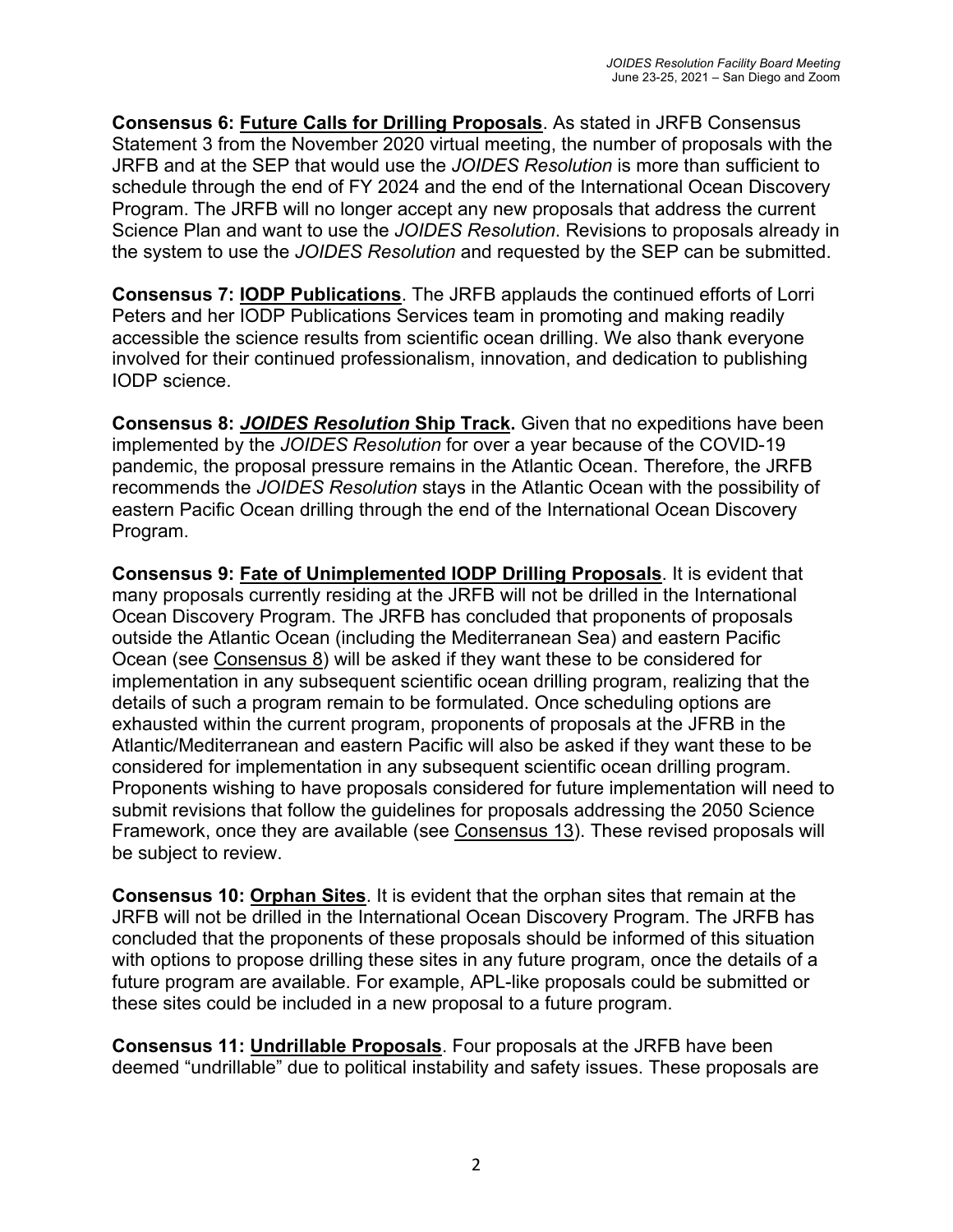**Consensus 6: Future Calls for Drilling Proposals**. As stated in JRFB Consensus Statement 3 from the November 2020 virtual meeting, the number of proposals with the JRFB and at the SEP that would use the *JOIDES Resolution* is more than sufficient to schedule through the end of FY 2024 and the end of the International Ocean Discovery Program. The JRFB will no longer accept any new proposals that address the current Science Plan and want to use the *JOIDES Resolution*. Revisions to proposals already in the system to use the *JOIDES Resolution* and requested by the SEP can be submitted.

**Consensus 7: IODP Publications**. The JRFB applauds the continued efforts of Lorri Peters and her IODP Publications Services team in promoting and making readily accessible the science results from scientific ocean drilling. We also thank everyone involved for their continued professionalism, innovation, and dedication to publishing IODP science.

**Consensus 8: *JOIDES Resolution* Ship Track.** Given that no expeditions have been implemented by the *JOIDES Resolution* for over a year because of the COVID-19 pandemic, the proposal pressure remains in the Atlantic Ocean. Therefore, the JRFB recommends the *JOIDES Resolution* stays in the Atlantic Ocean with the possibility of eastern Pacific Ocean drilling through the end of the International Ocean Discovery Program.

**Consensus 9: Fate of Unimplemented IODP Drilling Proposals**. It is evident that many proposals currently residing at the JRFB will not be drilled in the International Ocean Discovery Program. The JRFB has concluded that proponents of proposals outside the Atlantic Ocean (including the Mediterranean Sea) and eastern Pacific Ocean (see Consensus 8) will be asked if they want these to be considered for implementation in any subsequent scientific ocean drilling program, realizing that the details of such a program remain to be formulated. Once scheduling options are exhausted within the current program, proponents of proposals at the JFRB in the Atlantic/Mediterranean and eastern Pacific will also be asked if they want these to be considered for implementation in any subsequent scientific ocean drilling program. Proponents wishing to have proposals considered for future implementation will need to submit revisions that follow the guidelines for proposals addressing the 2050 Science Framework, once they are available (see Consensus 13). These revised proposals will be subject to review.

**Consensus 10: Orphan Sites**. It is evident that the orphan sites that remain at the JRFB will not be drilled in the International Ocean Discovery Program. The JRFB has concluded that the proponents of these proposals should be informed of this situation with options to propose drilling these sites in any future program, once the details of a future program are available. For example, APL-like proposals could be submitted or these sites could be included in a new proposal to a future program.

**Consensus 11: Undrillable Proposals**. Four proposals at the JRFB have been deemed "undrillable" due to political instability and safety issues. These proposals are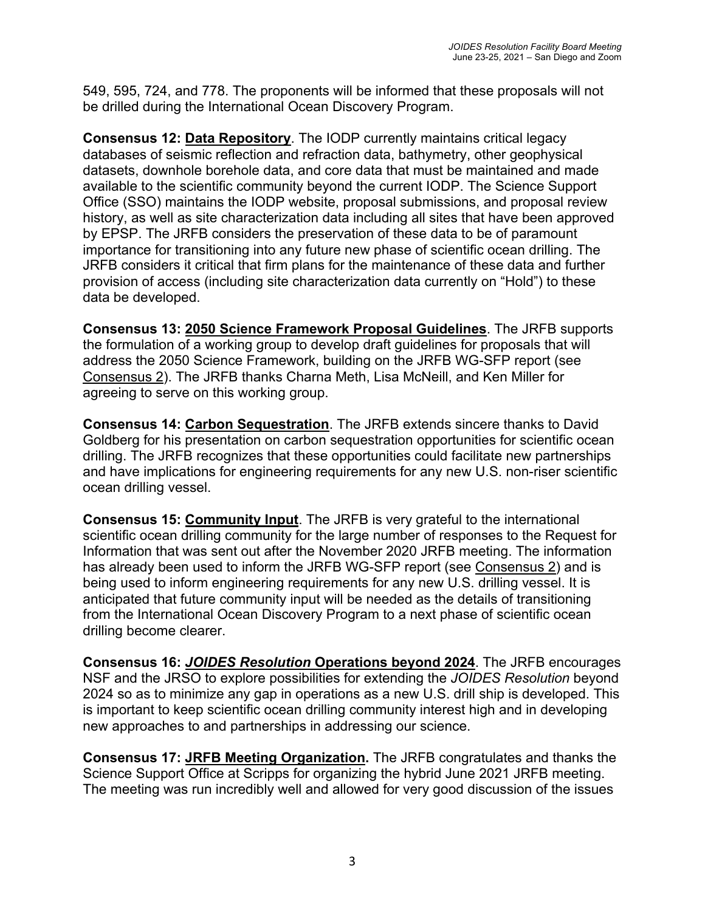549, 595, 724, and 778. The proponents will be informed that these proposals will not be drilled during the International Ocean Discovery Program.

**Consensus 12: <u>Data Repository</u>**. The IODP currently maintains critical legacy databases of seismic reflection and refraction data, bathymetry, other geophysical datasets, downhole borehole data, and core data that must be maintained and made available to the scientific community beyond the current IODP. The Science Support Office (SSO) maintains the IODP website, proposal submissions, and proposal review history, as well as site characterization data including all sites that have been approved by EPSP. The JRFB considers the preservation of these data to be of paramount importance for transitioning into any future new phase of scientific ocean drilling. The JRFB considers it critical that firm plans for the maintenance of these data and further provision of access (including site characterization data currently on "Hold") to these data be developed.

**Consensus 13: <u>2050 Science Framework Proposal Guidelines</u>**. The JRFB supports the formulation of a working group to develop draft guidelines for proposals that will address the 2050 Science Framework, building on the JRFB WG-SFP report (see <u>Consensus 2</u>). The JRFB thanks Charna Meth, Lisa McNeill, and Ken Miller for agreeing to serve on this working group.

**Consensus 14: <u>Carbon Sequestration</u>**. The JRFB extends sincere thanks to David Goldberg for his presentation on carbon sequestration opportunities for scientific ocean drilling. The JRFB recognizes that these opportunities could facilitate new partnerships and have implications for engineering requirements for any new U.S. non-riser scientific ocean drilling vessel.

**Consensus 15: <u>Community Input</u>**. The JRFB is very grateful to the international scientific ocean drilling community for the large number of responses to the Request for Information that was sent out after the November 2020 JRFB meeting. The information has already been used to inform the JRFB WG-SFP report (see <u>Consensus 2</u>) and is being used to inform engineering requirements for any new U.S. drilling vessel. It is anticipated that future community input will be needed as the details of transitioning from the International Ocean Discovery Program to a next phase of scientific ocean drilling become clearer.

**Consensus 16: <u>*JOIDES Resolution* Operations beyond 2024</u>**. The JRFB encourages NSF and the JRSO to explore possibilities for extending the *JOIDES Resolution* beyond 2024 so as to minimize any gap in operations as a new U.S. drill ship is developed. This is important to keep scientific ocean drilling community interest high and in developing new approaches to and partnerships in addressing our science.

**Consensus 17: <u>JRFB Meeting Organization</u>.** The JRFB congratulates and thanks the Science Support Office at Scripps for organizing the hybrid June 2021 JRFB meeting. The meeting was run incredibly well and allowed for very good discussion of the issues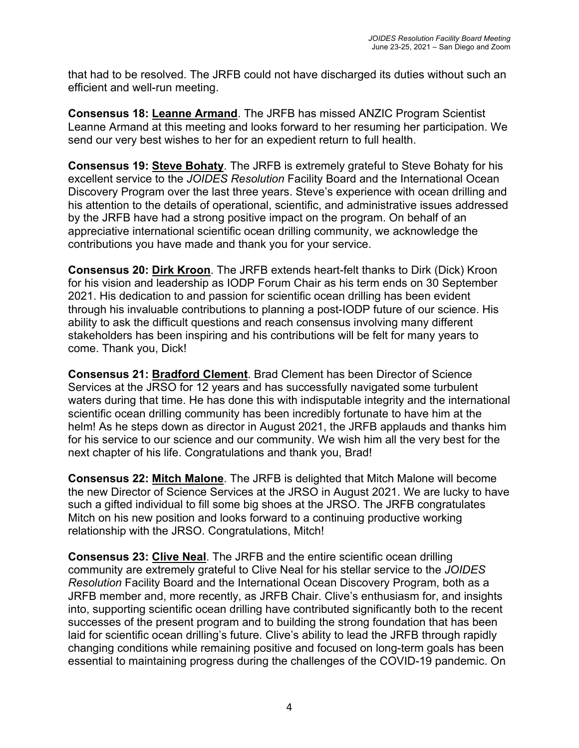that had to be resolved. The JRFB could not have discharged its duties without such an efficient and well-run meeting.

**Consensus 18: Leanne Armand**. The JRFB has missed ANZIC Program Scientist Leanne Armand at this meeting and looks forward to her resuming her participation. We send our very best wishes to her for an expedient return to full health.

**Consensus 19: Steve Bohaty**. The JRFB is extremely grateful to Steve Bohaty for his excellent service to the *JOIDES Resolution* Facility Board and the International Ocean Discovery Program over the last three years. Steve's experience with ocean drilling and his attention to the details of operational, scientific, and administrative issues addressed by the JRFB have had a strong positive impact on the program. On behalf of an appreciative international scientific ocean drilling community, we acknowledge the contributions you have made and thank you for your service.

**Consensus 20: Dirk Kroon**. The JRFB extends heart-felt thanks to Dirk (Dick) Kroon for his vision and leadership as IODP Forum Chair as his term ends on 30 September 2021. His dedication to and passion for scientific ocean drilling has been evident through his invaluable contributions to planning a post-IODP future of our science. His ability to ask the difficult questions and reach consensus involving many different stakeholders has been inspiring and his contributions will be felt for many years to come. Thank you, Dick!

**Consensus 21: Bradford Clement**. Brad Clement has been Director of Science Services at the JRSO for 12 years and has successfully navigated some turbulent waters during that time. He has done this with indisputable integrity and the international scientific ocean drilling community has been incredibly fortunate to have him at the helm! As he steps down as director in August 2021, the JRFB applauds and thanks him for his service to our science and our community. We wish him all the very best for the next chapter of his life. Congratulations and thank you, Brad!

**Consensus 22: Mitch Malone**. The JRFB is delighted that Mitch Malone will become the new Director of Science Services at the JRSO in August 2021. We are lucky to have such a gifted individual to fill some big shoes at the JRSO. The JRFB congratulates Mitch on his new position and looks forward to a continuing productive working relationship with the JRSO. Congratulations, Mitch!

**Consensus 23: Clive Neal**. The JRFB and the entire scientific ocean drilling community are extremely grateful to Clive Neal for his stellar service to the *JOIDES Resolution* Facility Board and the International Ocean Discovery Program, both as a JRFB member and, more recently, as JRFB Chair. Clive's enthusiasm for, and insights into, supporting scientific ocean drilling have contributed significantly both to the recent successes of the present program and to building the strong foundation that has been laid for scientific ocean drilling's future. Clive's ability to lead the JRFB through rapidly changing conditions while remaining positive and focused on long-term goals has been essential to maintaining progress during the challenges of the COVID-19 pandemic. On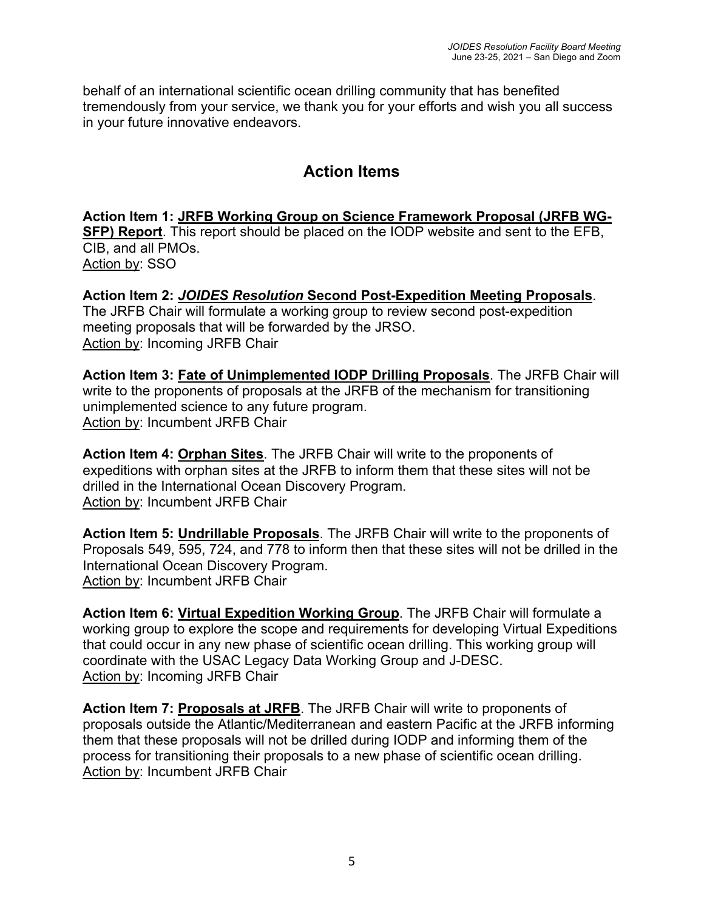behalf of an international scientific ocean drilling community that has benefited tremendously from your service, we thank you for your efforts and wish you all success in your future innovative endeavors.

## Action Items

**Action Item 1: JRFB Working Group on Science Framework Proposal (JRFB WG-SFP) Report**. This report should be placed on the IODP website and sent to the EFB, CIB, and all PMOs.
Action by: SSO

**Action Item 2: *JOIDES Resolution* Second Post-Expedition Meeting Proposals**. The JRFB Chair will formulate a working group to review second post-expedition meeting proposals that will be forwarded by the JRSO.
Action by: Incoming JRFB Chair

**Action Item 3: Fate of Unimplemented IODP Drilling Proposals**. The JRFB Chair will write to the proponents of proposals at the JRFB of the mechanism for transitioning unimplemented science to any future program.
Action by: Incumbent JRFB Chair

**Action Item 4: Orphan Sites**. The JRFB Chair will write to the proponents of expeditions with orphan sites at the JRFB to inform them that these sites will not be drilled in the International Ocean Discovery Program.
Action by: Incumbent JRFB Chair

**Action Item 5: Undrillable Proposals**. The JRFB Chair will write to the proponents of Proposals 549, 595, 724, and 778 to inform then that these sites will not be drilled in the International Ocean Discovery Program.
Action by: Incumbent JRFB Chair

**Action Item 6: Virtual Expedition Working Group**. The JRFB Chair will formulate a working group to explore the scope and requirements for developing Virtual Expeditions that could occur in any new phase of scientific ocean drilling. This working group will coordinate with the USAC Legacy Data Working Group and J-DESC.
Action by: Incoming JRFB Chair

**Action Item 7: Proposals at JRFB**. The JRFB Chair will write to proponents of proposals outside the Atlantic/Mediterranean and eastern Pacific at the JRFB informing them that these proposals will not be drilled during IODP and informing them of the process for transitioning their proposals to a new phase of scientific ocean drilling.
Action by: Incumbent JRFB Chair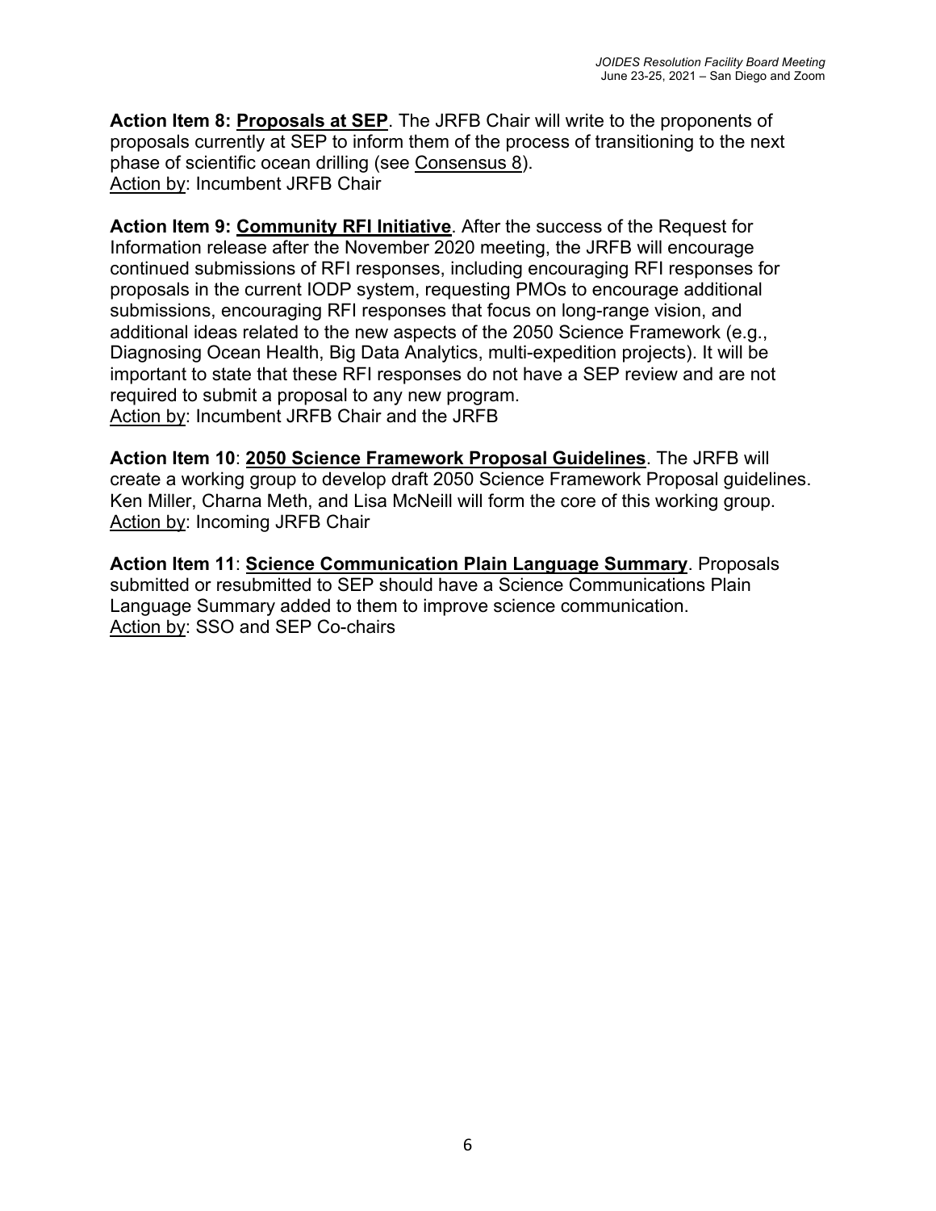**Action Item 8: Proposals at SEP**. The JRFB Chair will write to the proponents of proposals currently at SEP to inform them of the process of transitioning to the next phase of scientific ocean drilling (see Consensus 8).
Action by: Incumbent JRFB Chair

**Action Item 9: Community RFI Initiative**. After the success of the Request for Information release after the November 2020 meeting, the JRFB will encourage continued submissions of RFI responses, including encouraging RFI responses for proposals in the current IODP system, requesting PMOs to encourage additional submissions, encouraging RFI responses that focus on long-range vision, and additional ideas related to the new aspects of the 2050 Science Framework (e.g., Diagnosing Ocean Health, Big Data Analytics, multi-expedition projects). It will be important to state that these RFI responses do not have a SEP review and are not required to submit a proposal to any new program.
Action by: Incumbent JRFB Chair and the JRFB

**Action Item 10**: **2050 Science Framework Proposal Guidelines**. The JRFB will create a working group to develop draft 2050 Science Framework Proposal guidelines. Ken Miller, Charna Meth, and Lisa McNeill will form the core of this working group.
Action by: Incoming JRFB Chair

**Action Item 11**: **Science Communication Plain Language Summary**. Proposals submitted or resubmitted to SEP should have a Science Communications Plain Language Summary added to them to improve science communication.
Action by: SSO and SEP Co-chairs